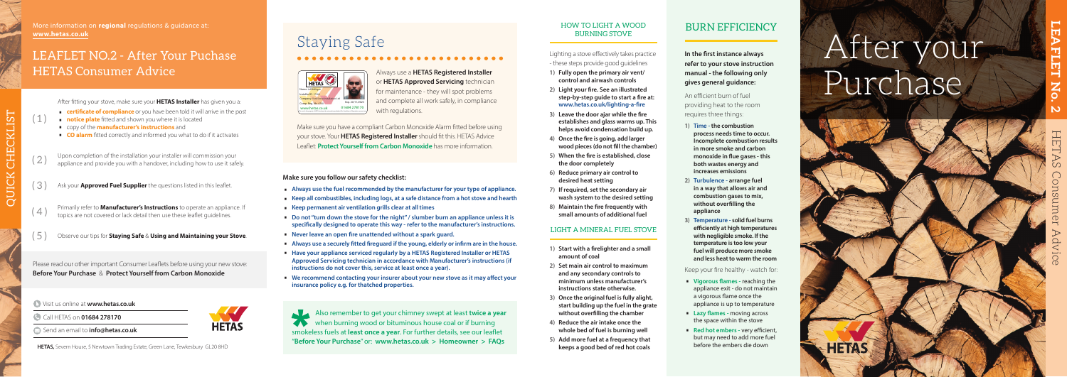# After your Purchase

**LEAFLET No. 2**

HETAS Consumer Advice

More information on **regional** regulations & guidance at: **www.hetas.co.uk**

## LEAFLET NO.2 - After Your Puchase HETAS Consumer Advice

### QUICK CHECKLIST

(1) After fitting your stove, make sure your **HETAS Installer** has given you a:

- **certificate of compliance** or you have been told it will arrive in the post
- **notice plate** fitted and shown you where it is located
- copy of the **manufacturer's instructions** and
- **CO alarm** fitted correctly and informed you what to do if it activates

(2) Upon completion of the installation your installer will commission your appliance and provide you with a handover, including how to use it safely.

(3) Ask your **Approved Fuel Supplier** the questions listed in this leaflet.

(4) Primarily refer to **Manufacturer's Instructions** to operate an appliance. If topics are not covered or lack detail then use these leaflet guidelines.

(5) Observe our tips for **Staying Safe** & **Using and Maintaining your Stove**

Please read our other important Consumer Leaflets before using your new stove: **Before Your Purchase** & **Protect Yourself from Carbon Monoxide**

Visit us online at **www.hetas.co.uk**

Call HETAS on **01684 278170**

Send an email to **info@hetas.co.uk**

**HETAS,** Severn House, 5 Newtown Trading Estate, Green Lane, Tewkesbury GL20 8HD

## Staying Safe

Always use a **HETAS Registered Installer** or **HETAS Approved Servicing** technician for maintenance - they will spot problems and complete all work safely, in compliance with regulations.

Make sure you have a compliant Carbon Monoxide Alarm fitted before using your stove. Your **HETAS Registered Installer** should fit this. HETAS Advice Leaflet: **Protect Yourself from Carbon Monoxide** has more information.

**Make sure you follow our safety checklist:**

- **Always use the fuel recommended by the manufacturer for your type of appliance.**
- **Keep all combustibles, including logs, at a safe distance from a hot stove and hearth**
- **Keep permanent air ventilation grills clear at all times**
- **Do not "turn down the stove for the night" / slumber burn an appliance unless it is specifically designed to operate this way - refer to the manufacturer's instructions.**
- **Never leave an open fire unattended without a spark guard.**
- **Always use a securely fitted fireguard if the young, elderly or infirm are in the house.**
- **Have your appliance serviced regularly by a HETAS Registered Installer or HETAS Approved Servicing technician in accordance with Manufacturer's instructions (if instructions do not cover this, service at least once a year).**
- **We recommend contacting your insurer about your new stove as it may affect your insurance policy e.g. for thatched properties.**

Also remember to get your chimney swept at least **twice a year** when burning wood or bituminous house coal or if burning smokeless fuels at **least once a year**. For further details, see our leaflet **"Before Your Purchase"** or: **www.hetas.co.uk > Homeowner > FAQs**

## HOW TO LIGHT A WOOD BURNING STOVE

Lighting a stove effectively takes practice - these steps provide good guidelines

1) **Fully open the primary air vent/ control and airwash controls**
2) **Light your fire. See an illustrated step-by-step guide to start a fire at: www.hetas.co.uk/lighting-a-fire**
3) **Leave the door ajar while the fire establishes and glass warms up. This helps avoid condensation build up.**
4) **Once the fire is going, add larger wood pieces (do not fill the chamber)**
5) **When the fire is established, close the door completely**
6) **Reduce primary air control to desired heat setting**
7) **If required, set the secondary air wash system to the desired setting**
8) **Maintain the fire frequently with small amounts of additional fuel**

## LIGHT A MINERAL FUEL STOVE

1) **Start with a firelighter and a small amount of coal**
2) **Set main air control to maximum and any secondary controls to minimum unless manufacturer's instructions state otherwise.**
3) **Once the original fuel is fully alight, start building up the fuel in the grate without overfilling the chamber**
4) **Reduce the air intake once the whole bed of fuel is burning well**
5) **Add more fuel at a frequency that keeps a good bed of red hot coals**

## BURN EFFICIENCY

**In the first instance always refer to your stove instruction manual - the following only gives general guidance:**

An efficient burn of fuel providing heat to the room requires three things:

1) **Time - the combustion process needs time to occur. Incomplete combustion results in more smoke and carbon monoxide in flue gases - this both wastes energy and increases emissions**
2) **Turbulence - arrange fuel in a way that allows air and combustion gases to mix, without overfilling the appliance**
3) **Temperature - solid fuel burns efficiently at high temperatures with negligible smoke. If the temperature is too low your fuel will produce more smoke and less heat to warm the room**

Keep your fire healthy - watch for:

- **Vigorous flames** - reaching the appliance exit - do not maintain a vigorous flame once the appliance is up to temperature
- **Lazy flames** - moving across the space within the stove
- **Red hot embers** - very efficient, but may need to add more fuel before the embers die down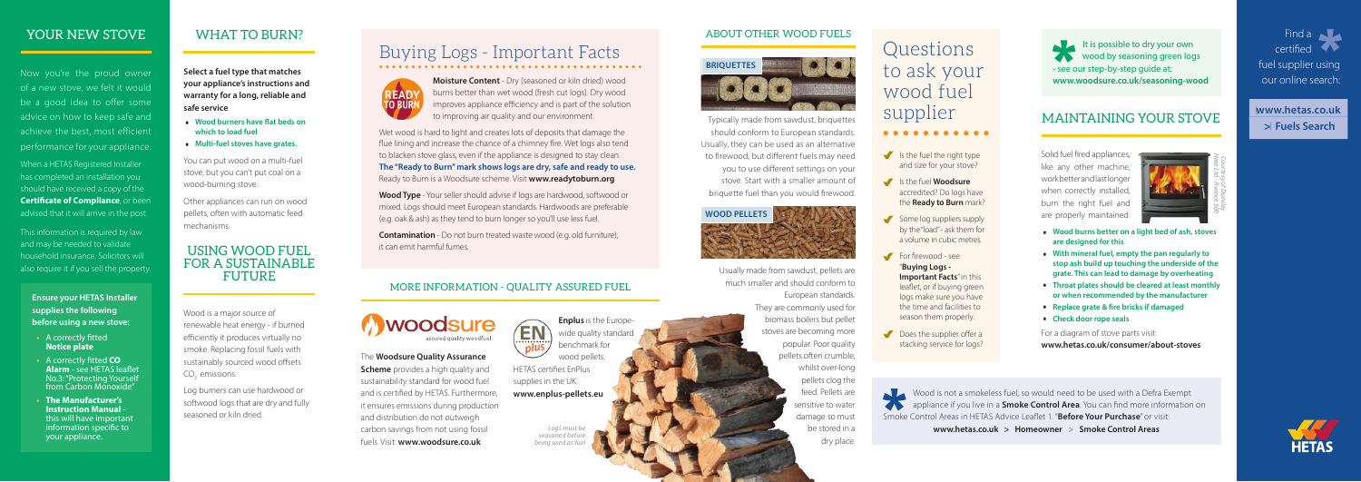## YOUR NEW STOVE

Now you're the proud owner of a new stove, we felt it would be a good idea to offer some advice on how to keep safe and achieve the best, most efficient performance for your appliance.

When a HETAS Registered Installer has completed an installation you should have received a copy of the **Certificate of Compliance**, or been advised that it will arrive in the post.

This information is required by law and may be needed to validate household insurance. Solicitors will also require it if you sell the property.

**Ensure your HETAS Installer supplies the following before using a new stove:**

- A correctly fitted **Notice plate**
- A correctly fitted **CO Alarm** - see HETAS leaflet No.3: "Protecting Yourself from Carbon Monoxide"
- **The Manufacturer's Instruction Manual** - this will have important information specific to your appliance.

## WHAT TO BURN?

**Select a fuel type that matches your appliance's instructions and warranty for a long, reliable and safe service**.

- **Wood burners have flat beds on which to load fuel**
- **Multi-fuel stoves have grates.**

You can put wood on a multi-fuel stove, but you can't put coal on a wood-burning stove.

Other appliances can run on wood pellets, often with automatic feed mechanisms.

## USING WOOD FUEL FOR A SUSTAINABLE FUTURE

Wood is a major source of renewable heat energy - if burned efficiently it produces virtually no smoke. Replacing fossil fuels with sustainably sourced wood offsets $CO_2$ emissions.

Log burners can use hardwood or softwood logs that are dry and fully seasoned or kiln dried.

## Buying Logs - Important Facts

READY TO BURN

**Moisture Content** - Dry (seasoned or kiln dried) wood burns better than wet wood (fresh cut logs). Dry wood improves appliance efficiency and is part of the solution to improving air quality and our environment.

Wet wood is hard to light and creates lots of deposits that damage the flue lining and increase the chance of a chimney fire. Wet logs also tend to blacken stove glass, even if the appliance is designed to stay clean. **The "Ready to Burn" mark shows logs are dry, safe and ready to use.** Ready to Burn is a Woodsure scheme. Visit **www.readytoburn.org**

**Wood Type** - Your seller should advise if logs are hardwood, softwood or mixed. Logs should meet European standards. Hardwoods are preferable (e.g. oak & ash) as they tend to burn longer so you'll use less fuel.

**Contamination** - Do not burn treated waste wood (e.g. old furniture); it can emit harmful fumes.

## MORE INFORMATION - QUALITY ASSURED FUEL

woodsure assured quality woodfuel

The **Woodsure Quality Assurance Scheme** provides a high quality and sustainability standard for wood fuel and is certified by HETAS. Furthermore, it ensures emissions during production and distribution do not outweigh carbon savings from not using fossil fuels. Visit: **www.woodsure.co.uk**

EN plus

**Enplus** is the Europe-wide quality standard benchmark for wood pellets.

HETAS certifies EnPlus supplies in the UK.

**www.enplus-pellets.eu**

*Logs must be seasoned before being used as fuel*

## ABOUT OTHER WOOD FUELS

**BRIQUETTES**

Typically made from sawdust, briquettes should conform to European standards. Usually, they can be used as an alternative to firewood, but different fuels may need you to use different settings on your stove. Start with a smaller amount of briquette fuel than you would firewood.

**WOOD PELLETS**

Usually made from sawdust, pellets are much smaller and should conform to European standards. They are commonly used for biomass boilers but pellet stoves are becoming more popular. Poor quality pellets often crumble, whilst over-long pellets clog the feed. Pellets are sensitive to water damage so must be stored in a dry place.

## Questions to ask your wood fuel supplier

- Is the fuel the right type and size for your stove?
- Is the fuel **Woodsure** accredited? Do logs have the **Ready to Burn** mark?
- Some log suppliers supply by the "load" - ask them for a volume in cubic metres.
- For firewood - see: "**Buying Logs - Important Facts**" in this leaflet, or if buying green logs make sure you have the time and facilities to season them properly.
- Does the supplier offer a stacking service for logs?

It is possible to dry your own wood by seasoning green logs - see our step-by-step guide at: **www.woodsure.co.uk/seasoning-wood**

## MAINTAINING YOUR STOVE

Solid fuel fired appliances, like any other machine, work better and last longer when correctly installed, burn the right fuel and are properly maintained:

*Courtesy of Dunsley Heat Ltd - Avance 550*

- **Wood burns better on a light bed of ash, stoves are designed for this**
- **With mineral fuel, empty the pan regularly to stop ash build up touching the underside of the grate. This can lead to damage by overheating**
- **Throat plates should be cleared at least monthly or when recommended by the manufacturer**
- **Replace grate & fire bricks if damaged**
- **Check door rope seals**

For a diagram of stove parts visit: **www.hetas.co.uk/consumer/about-stoves**

Find a certified fuel supplier using our online search:

**www.hetas.co.uk**
**> Fuels Search**

Wood is not a smokeless fuel, so would need to be used with a Defra Exempt appliance if you live in a **Smoke Control Area**. You can find more information on Smoke Control Areas in HETAS Advice Leaflet 1: "**Before Your Purchase**" or visit:

**www.hetas.co.uk > Homeowner > Smoke Control Areas**

HETAS